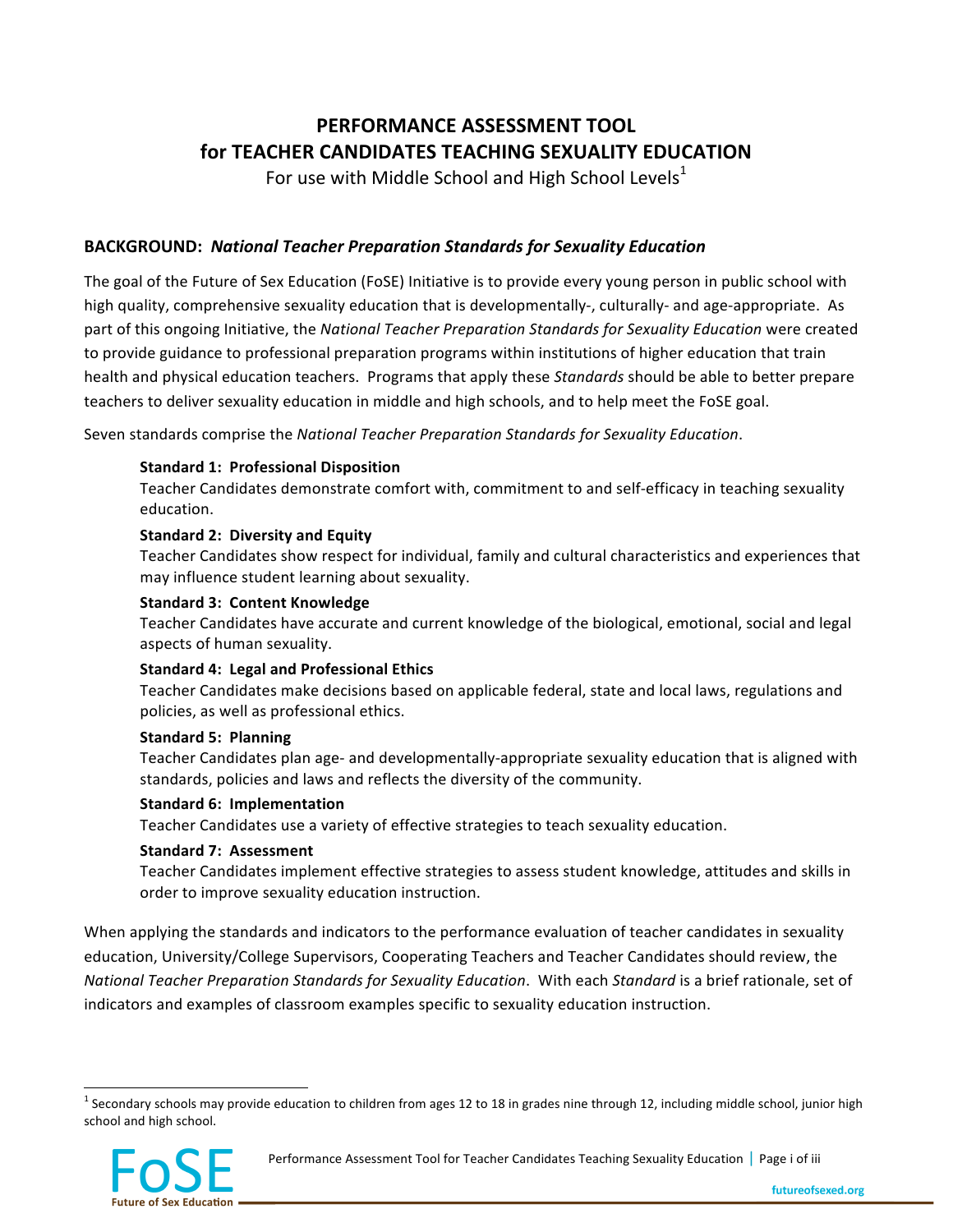# PERFORMANCE ASSESSMENT TOOL for TEACHER CANDIDATES TEACHING SEXUALITY EDUCATION

For use with Middle School and High School Levels[1]

## BACKGROUND: *National Teacher Preparation Standards for Sexuality Education*

The goal of the Future of Sex Education (FoSE) Initiative is to provide every young person in public school with high quality, comprehensive sexuality education that is developmentally-, culturally- and age-appropriate. As part of this ongoing Initiative, the *National Teacher Preparation Standards for Sexuality Education* were created to provide guidance to professional preparation programs within institutions of higher education that train health and physical education teachers. Programs that apply these *Standards* should be able to better prepare teachers to deliver sexuality education in middle and high schools, and to help meet the FoSE goal.

Seven standards comprise the *National Teacher Preparation Standards for Sexuality Education*.

**Standard 1: Professional Disposition**
Teacher Candidates demonstrate comfort with, commitment to and self-efficacy in teaching sexuality education.

**Standard 2: Diversity and Equity**
Teacher Candidates show respect for individual, family and cultural characteristics and experiences that may influence student learning about sexuality.

**Standard 3: Content Knowledge**
Teacher Candidates have accurate and current knowledge of the biological, emotional, social and legal aspects of human sexuality.

**Standard 4: Legal and Professional Ethics**
Teacher Candidates make decisions based on applicable federal, state and local laws, regulations and policies, as well as professional ethics.

**Standard 5: Planning**
Teacher Candidates plan age- and developmentally-appropriate sexuality education that is aligned with standards, policies and laws and reflects the diversity of the community.

**Standard 6: Implementation**
Teacher Candidates use a variety of effective strategies to teach sexuality education.

**Standard 7: Assessment**
Teacher Candidates implement effective strategies to assess student knowledge, attitudes and skills in order to improve sexuality education instruction.

When applying the standards and indicators to the performance evaluation of teacher candidates in sexuality education, University/College Supervisors, Cooperating Teachers and Teacher Candidates should review, the *National Teacher Preparation Standards for Sexuality Education*. With each *Standard* is a brief rationale, set of indicators and examples of classroom examples specific to sexuality education instruction.

---

[1] Secondary schools may provide education to children from ages 12 to 18 in grades nine through 12, including middle school, junior high school and high school.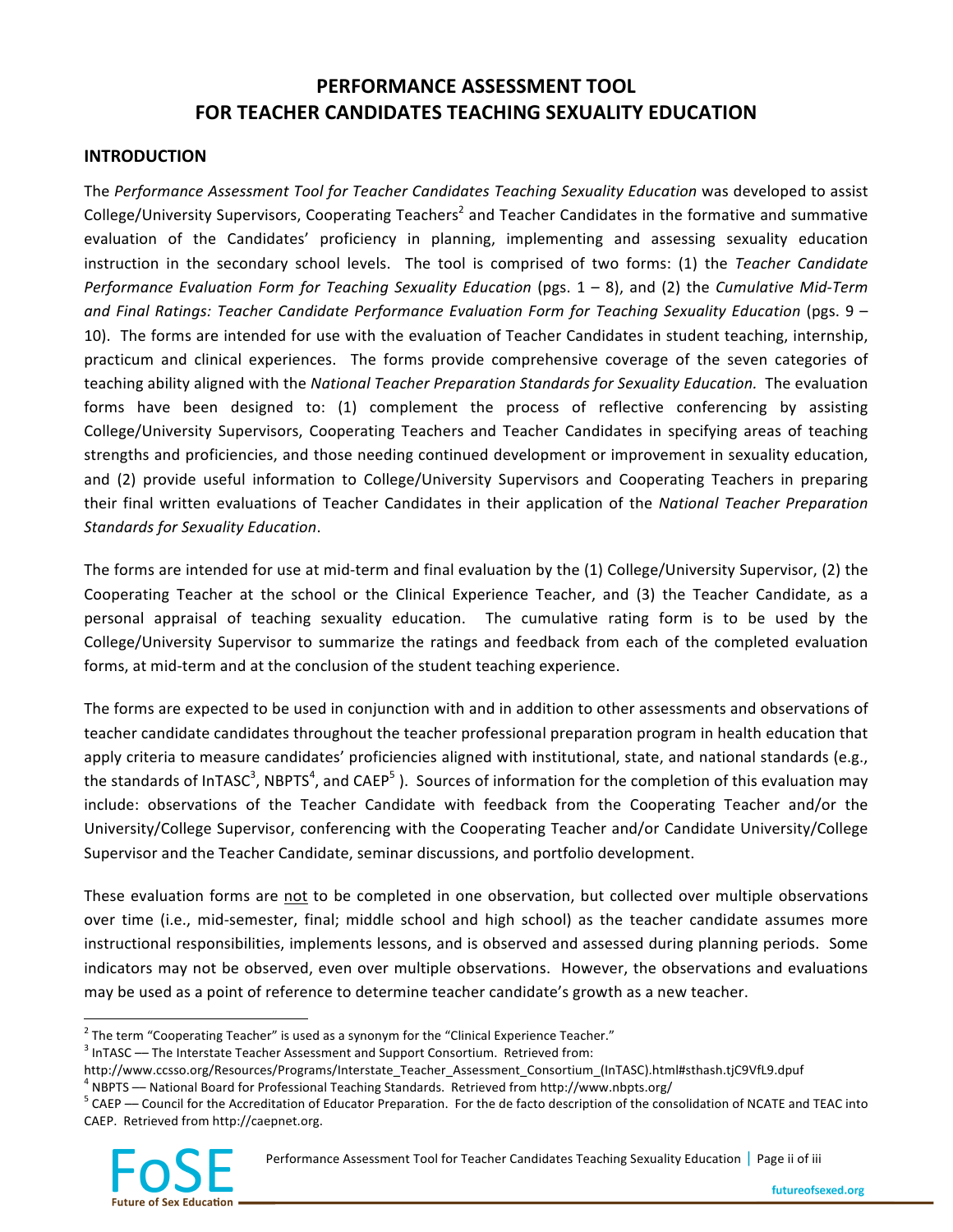# PERFORMANCE ASSESSMENT TOOL FOR TEACHER CANDIDATES TEACHING SEXUALITY EDUCATION

## INTRODUCTION

The *Performance Assessment Tool for Teacher Candidates Teaching Sexuality Education* was developed to assist College/University Supervisors, Cooperating Teachers[2] and Teacher Candidates in the formative and summative evaluation of the Candidates' proficiency in planning, implementing and assessing sexuality education instruction in the secondary school levels. The tool is comprised of two forms: (1) the *Teacher Candidate Performance Evaluation Form for Teaching Sexuality Education* (pgs. 1 – 8), and (2) the *Cumulative Mid-Term and Final Ratings: Teacher Candidate Performance Evaluation Form for Teaching Sexuality Education* (pgs. 9 – 10). The forms are intended for use with the evaluation of Teacher Candidates in student teaching, internship, practicum and clinical experiences. The forms provide comprehensive coverage of the seven categories of teaching ability aligned with the *National Teacher Preparation Standards for Sexuality Education.* The evaluation forms have been designed to: (1) complement the process of reflective conferencing by assisting College/University Supervisors, Cooperating Teachers and Teacher Candidates in specifying areas of teaching strengths and proficiencies, and those needing continued development or improvement in sexuality education, and (2) provide useful information to College/University Supervisors and Cooperating Teachers in preparing their final written evaluations of Teacher Candidates in their application of the *National Teacher Preparation Standards for Sexuality Education*.

The forms are intended for use at mid-term and final evaluation by the (1) College/University Supervisor, (2) the Cooperating Teacher at the school or the Clinical Experience Teacher, and (3) the Teacher Candidate, as a personal appraisal of teaching sexuality education. The cumulative rating form is to be used by the College/University Supervisor to summarize the ratings and feedback from each of the completed evaluation forms, at mid-term and at the conclusion of the student teaching experience.

The forms are expected to be used in conjunction with and in addition to other assessments and observations of teacher candidate candidates throughout the teacher professional preparation program in health education that apply criteria to measure candidates' proficiencies aligned with institutional, state, and national standards (e.g., the standards of InTASC[3], NBPTS[4], and CAEP[5] ). Sources of information for the completion of this evaluation may include: observations of the Teacher Candidate with feedback from the Cooperating Teacher and/or the University/College Supervisor, conferencing with the Cooperating Teacher and/or Candidate University/College Supervisor and the Teacher Candidate, seminar discussions, and portfolio development.

These evaluation forms are <u>not</u> to be completed in one observation, but collected over multiple observations over time (i.e., mid-semester, final; middle school and high school) as the teacher candidate assumes more instructional responsibilities, implements lessons, and is observed and assessed during planning periods. Some indicators may not be observed, even over multiple observations. However, the observations and evaluations may be used as a point of reference to determine teacher candidate's growth as a new teacher.

---

[2] The term "Cooperating Teacher" is used as a synonym for the "Clinical Experience Teacher."

[3] InTASC — The Interstate Teacher Assessment and Support Consortium. Retrieved from: http://www.ccsso.org/Resources/Programs/Interstate_Teacher_Assessment_Consortium_(InTASC).html#sthash.tjC9VfL9.dpuf

[4] NBPTS — National Board for Professional Teaching Standards. Retrieved from http://www.nbpts.org/

[5] CAEP — Council for the Accreditation of Educator Preparation. For the de facto description of the consolidation of NCATE and TEAC into CAEP. Retrieved from http://caepnet.org.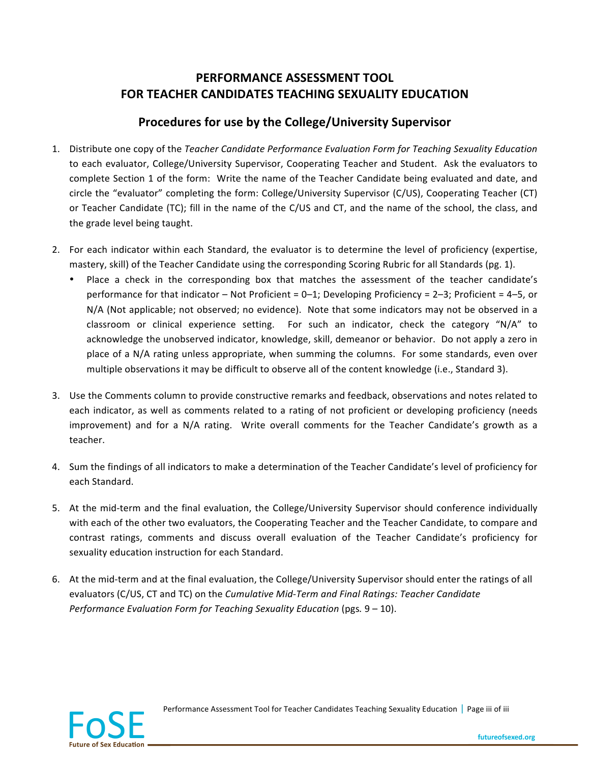# PERFORMANCE ASSESSMENT TOOL
# FOR TEACHER CANDIDATES TEACHING SEXUALITY EDUCATION

## Procedures for use by the College/University Supervisor

1. Distribute one copy of the *Teacher Candidate Performance Evaluation Form for Teaching Sexuality Education* to each evaluator, College/University Supervisor, Cooperating Teacher and Student. Ask the evaluators to complete Section 1 of the form: Write the name of the Teacher Candidate being evaluated and date, and circle the "evaluator" completing the form: College/University Supervisor (C/US), Cooperating Teacher (CT) or Teacher Candidate (TC); fill in the name of the C/US and CT, and the name of the school, the class, and the grade level being taught.

2. For each indicator within each Standard, the evaluator is to determine the level of proficiency (expertise, mastery, skill) of the Teacher Candidate using the corresponding Scoring Rubric for all Standards (pg. 1).
   - Place a check in the corresponding box that matches the assessment of the teacher candidate's performance for that indicator – Not Proficient = 0–1; Developing Proficiency = 2–3; Proficient = 4–5, or N/A (Not applicable; not observed; no evidence). Note that some indicators may not be observed in a classroom or clinical experience setting. For such an indicator, check the category "N/A" to acknowledge the unobserved indicator, knowledge, skill, demeanor or behavior. Do not apply a zero in place of a N/A rating unless appropriate, when summing the columns. For some standards, even over multiple observations it may be difficult to observe all of the content knowledge (i.e., Standard 3).

3. Use the Comments column to provide constructive remarks and feedback, observations and notes related to each indicator, as well as comments related to a rating of not proficient or developing proficiency (needs improvement) and for a N/A rating. Write overall comments for the Teacher Candidate's growth as a teacher.

4. Sum the findings of all indicators to make a determination of the Teacher Candidate's level of proficiency for each Standard.

5. At the mid-term and the final evaluation, the College/University Supervisor should conference individually with each of the other two evaluators, the Cooperating Teacher and the Teacher Candidate, to compare and contrast ratings, comments and discuss overall evaluation of the Teacher Candidate's proficiency for sexuality education instruction for each Standard.

6. At the mid-term and at the final evaluation, the College/University Supervisor should enter the ratings of all evaluators (C/US, CT and TC) on the *Cumulative Mid-Term and Final Ratings: Teacher Candidate Performance Evaluation Form for Teaching Sexuality Education* (pgs. 9 – 10).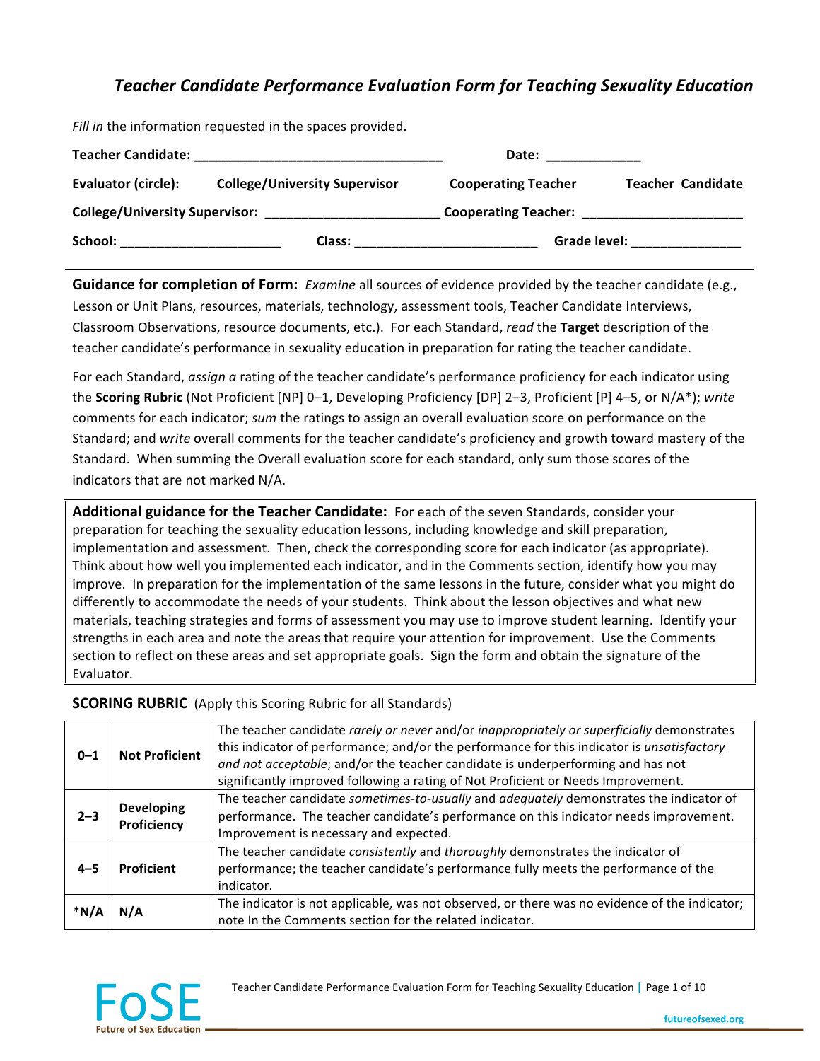# *Teacher Candidate Performance Evaluation Form for Teaching Sexuality Education*

*Fill in* the information requested in the spaces provided.

**Teacher Candidate:** ___________________________________ **Date:** _____________

**Evaluator (circle):** **College/University Supervisor** **Cooperating Teacher** **Teacher Candidate**

**College/University Supervisor:** ________________________ **Cooperating Teacher:** ______________________

**School:** ______________________ **Class:** _________________________ **Grade level:** _______________

---

**Guidance for completion of Form:** *Examine* all sources of evidence provided by the teacher candidate (e.g., Lesson or Unit Plans, resources, materials, technology, assessment tools, Teacher Candidate Interviews, Classroom Observations, resource documents, etc.). For each Standard, *read* the **Target** description of the teacher candidate's performance in sexuality education in preparation for rating the teacher candidate.

For each Standard, *assign a* rating of the teacher candidate's performance proficiency for each indicator using the **Scoring Rubric** (Not Proficient [NP] 0–1, Developing Proficiency [DP] 2–3, Proficient [P] 4–5, or N/A*); *write* comments for each indicator; *sum* the ratings to assign an overall evaluation score on performance on the Standard; and *write* overall comments for the teacher candidate's proficiency and growth toward mastery of the Standard. When summing the Overall evaluation score for each standard, only sum those scores of the indicators that are not marked N/A.

**Additional guidance for the Teacher Candidate:** For each of the seven Standards, consider your preparation for teaching the sexuality education lessons, including knowledge and skill preparation, implementation and assessment. Then, check the corresponding score for each indicator (as appropriate). Think about how well you implemented each indicator, and in the Comments section, identify how you may improve. In preparation for the implementation of the same lessons in the future, consider what you might do differently to accommodate the needs of your students. Think about the lesson objectives and what new materials, teaching strategies and forms of assessment you may use to improve student learning. Identify your strengths in each area and note the areas that require your attention for improvement. Use the Comments section to reflect on these areas and set appropriate goals. Sign the form and obtain the signature of the Evaluator.

**SCORING RUBRIC** (Apply this Scoring Rubric for all Standards)

| | | |
|---|---|---|
| **0–1** | **Not Proficient** | The teacher candidate *rarely or never* and/or *inappropriately or superficially* demonstrates this indicator of performance; and/or the performance for this indicator is *unsatisfactory and not acceptable*; and/or the teacher candidate is underperforming and has not significantly improved following a rating of Not Proficient or Needs Improvement. |
| **2–3** | **Developing Proficiency** | The teacher candidate *sometimes-to-usually* and *adequately* demonstrates the indicator of performance. The teacher candidate's performance on this indicator needs improvement. Improvement is necessary and expected. |
| **4–5** | **Proficient** | The teacher candidate *consistently* and *thoroughly* demonstrates the indicator of performance; the teacher candidate's performance fully meets the performance of the indicator. |
| ***N/A** | **N/A** | The indicator is not applicable, was not observed, or there was no evidence of the indicator; note In the Comments section for the related indicator. |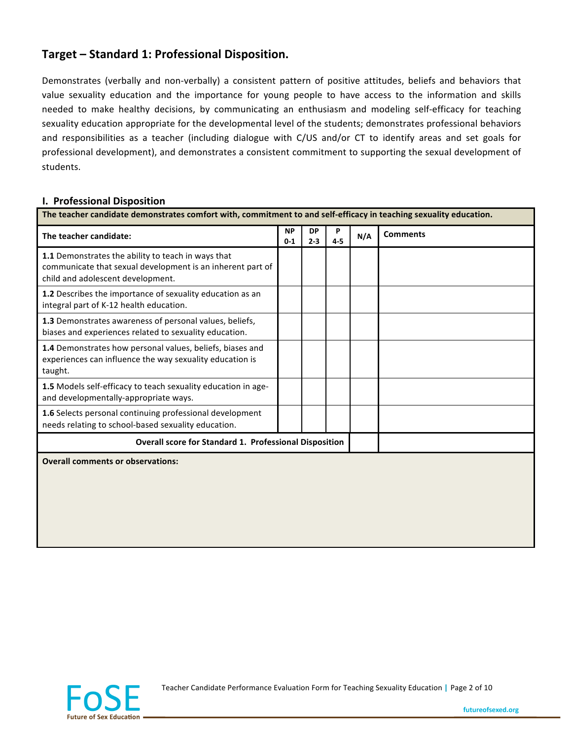## Target – Standard 1: Professional Disposition.

Demonstrates (verbally and non-verbally) a consistent pattern of positive attitudes, beliefs and behaviors that value sexuality education and the importance for young people to have access to the information and skills needed to make healthy decisions, by communicating an enthusiasm and modeling self-efficacy for teaching sexuality education appropriate for the developmental level of the students; demonstrates professional behaviors and responsibilities as a teacher (including dialogue with C/US and/or CT to identify areas and set goals for professional development), and demonstrates a consistent commitment to supporting the sexual development of students.

### I. Professional Disposition

| **The teacher candidate demonstrates comfort with, commitment to and self-efficacy in teaching sexuality education.** | | | | | |
|---|---|---|---|---|---|
| **The teacher candidate:** | **NP 0-1** | **DP 2-3** | **P 4-5** | **N/A** | **Comments** |
| **1.1** Demonstrates the ability to teach in ways that communicate that sexual development is an inherent part of child and adolescent development. | | | | | |
| **1.2** Describes the importance of sexuality education as an integral part of K-12 health education. | | | | | |
| **1.3** Demonstrates awareness of personal values, beliefs, biases and experiences related to sexuality education. | | | | | |
| **1.4** Demonstrates how personal values, beliefs, biases and experiences can influence the way sexuality education is taught. | | | | | |
| **1.5** Models self-efficacy to teach sexuality education in age- and developmentally-appropriate ways. | | | | | |
| **1.6** Selects personal continuing professional development needs relating to school-based sexuality education. | | | | | |
| **Overall score for Standard 1. Professional Disposition** | | | | | |
| **Overall comments or observations:** | | | | | |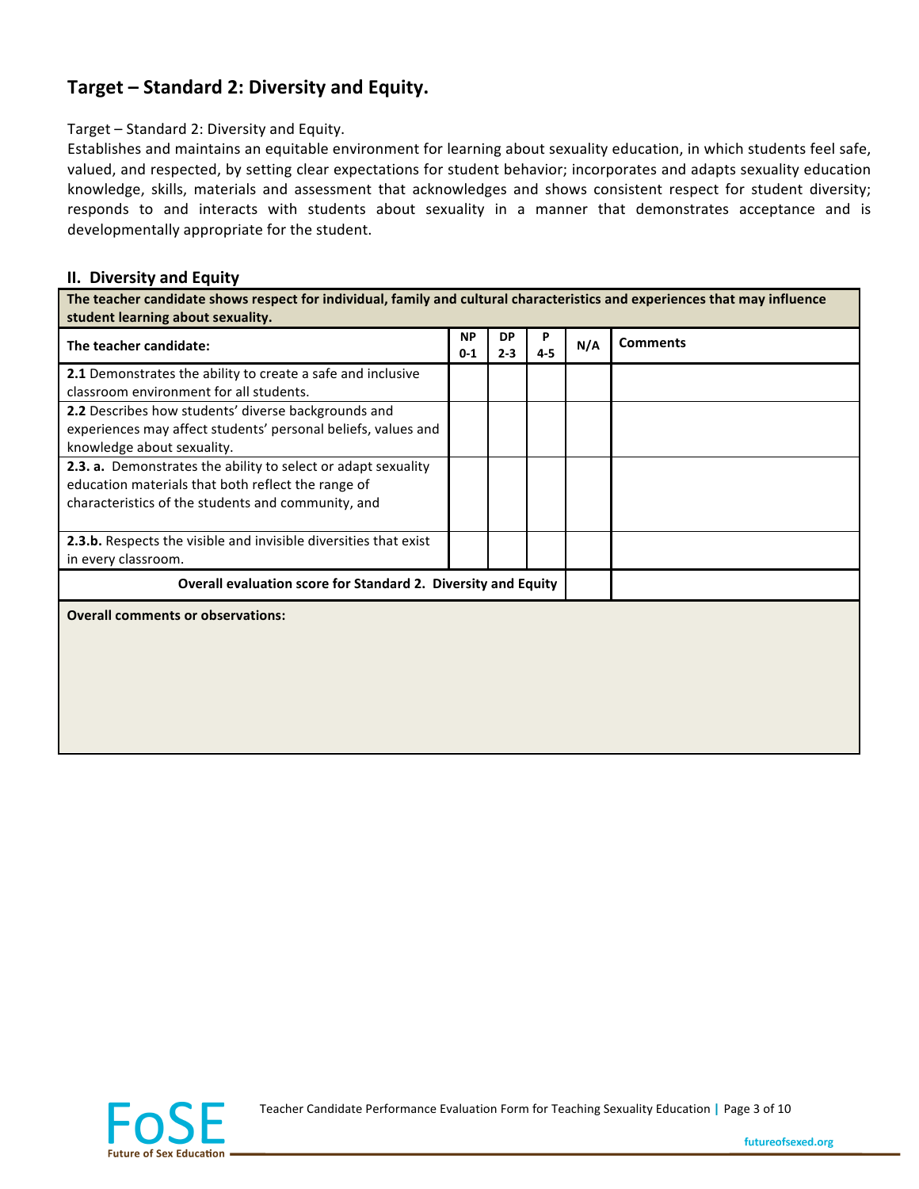## Target – Standard 2: Diversity and Equity.

Target – Standard 2: Diversity and Equity.
Establishes and maintains an equitable environment for learning about sexuality education, in which students feel safe, valued, and respected, by setting clear expectations for student behavior; incorporates and adapts sexuality education knowledge, skills, materials and assessment that acknowledges and shows consistent respect for student diversity; responds to and interacts with students about sexuality in a manner that demonstrates acceptance and is developmentally appropriate for the student.

### II. Diversity and Equity

| The teacher candidate shows respect for individual, family and cultural characteristics and experiences that may influence student learning about sexuality. | | | | | |
|---|---|---|---|---|---|
| **The teacher candidate:** | **NP 0-1** | **DP 2-3** | **P 4-5** | **N/A** | **Comments** |
| **2.1** Demonstrates the ability to create a safe and inclusive classroom environment for all students. | | | | | |
| **2.2** Describes how students' diverse backgrounds and experiences may affect students' personal beliefs, values and knowledge about sexuality. | | | | | |
| **2.3. a.** Demonstrates the ability to select or adapt sexuality education materials that both reflect the range of characteristics of the students and community, and | | | | | |
| **2.3.b.** Respects the visible and invisible diversities that exist in every classroom. | | | | | |
| **Overall evaluation score for Standard 2. Diversity and Equity** | | | | | |

**Overall comments or observations:**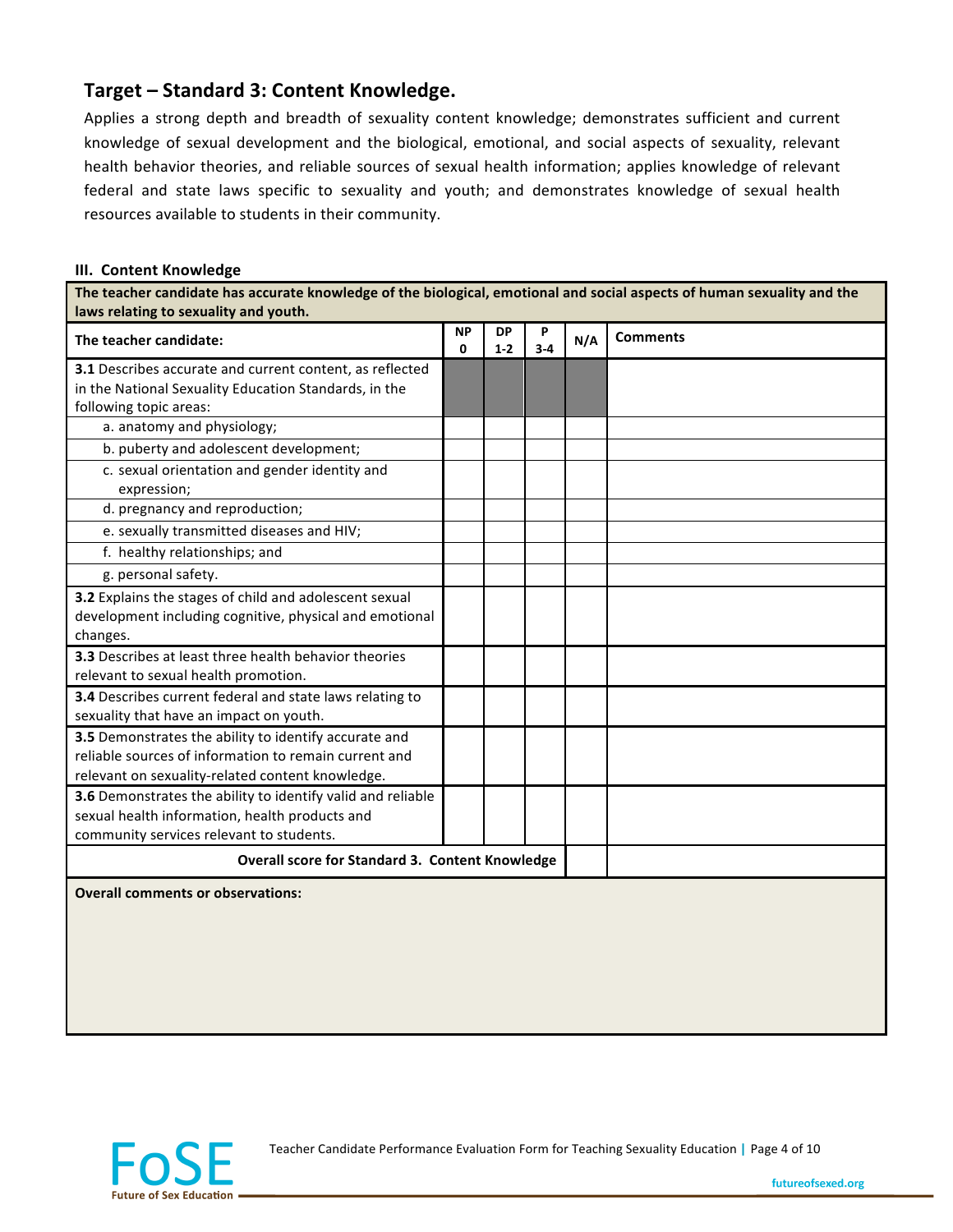## Target – Standard 3: Content Knowledge.

Applies a strong depth and breadth of sexuality content knowledge; demonstrates sufficient and current knowledge of sexual development and the biological, emotional, and social aspects of sexuality, relevant health behavior theories, and reliable sources of sexual health information; applies knowledge of relevant federal and state laws specific to sexuality and youth; and demonstrates knowledge of sexual health resources available to students in their community.

**III. Content Knowledge**

| **The teacher candidate has accurate knowledge of the biological, emotional and social aspects of human sexuality and the laws relating to sexuality and youth.** | | | | | |
|---|---|---|---|---|---|
| **The teacher candidate:** | **NP 0** | **DP 1-2** | **P 3-4** | **N/A** | **Comments** |
| **3.1** Describes accurate and current content, as reflected in the National Sexuality Education Standards, in the following topic areas: | | | | | |
| a. anatomy and physiology; | | | | | |
| b. puberty and adolescent development; | | | | | |
| c. sexual orientation and gender identity and expression; | | | | | |
| d. pregnancy and reproduction; | | | | | |
| e. sexually transmitted diseases and HIV; | | | | | |
| f. healthy relationships; and | | | | | |
| g. personal safety. | | | | | |
| **3.2** Explains the stages of child and adolescent sexual development including cognitive, physical and emotional changes. | | | | | |
| **3.3** Describes at least three health behavior theories relevant to sexual health promotion. | | | | | |
| **3.4** Describes current federal and state laws relating to sexuality that have an impact on youth. | | | | | |
| **3.5** Demonstrates the ability to identify accurate and reliable sources of information to remain current and relevant on sexuality-related content knowledge. | | | | | |
| **3.6** Demonstrates the ability to identify valid and reliable sexual health information, health products and community services relevant to students. | | | | | |
| **Overall score for Standard 3. Content Knowledge** | | | | | |

**Overall comments or observations:**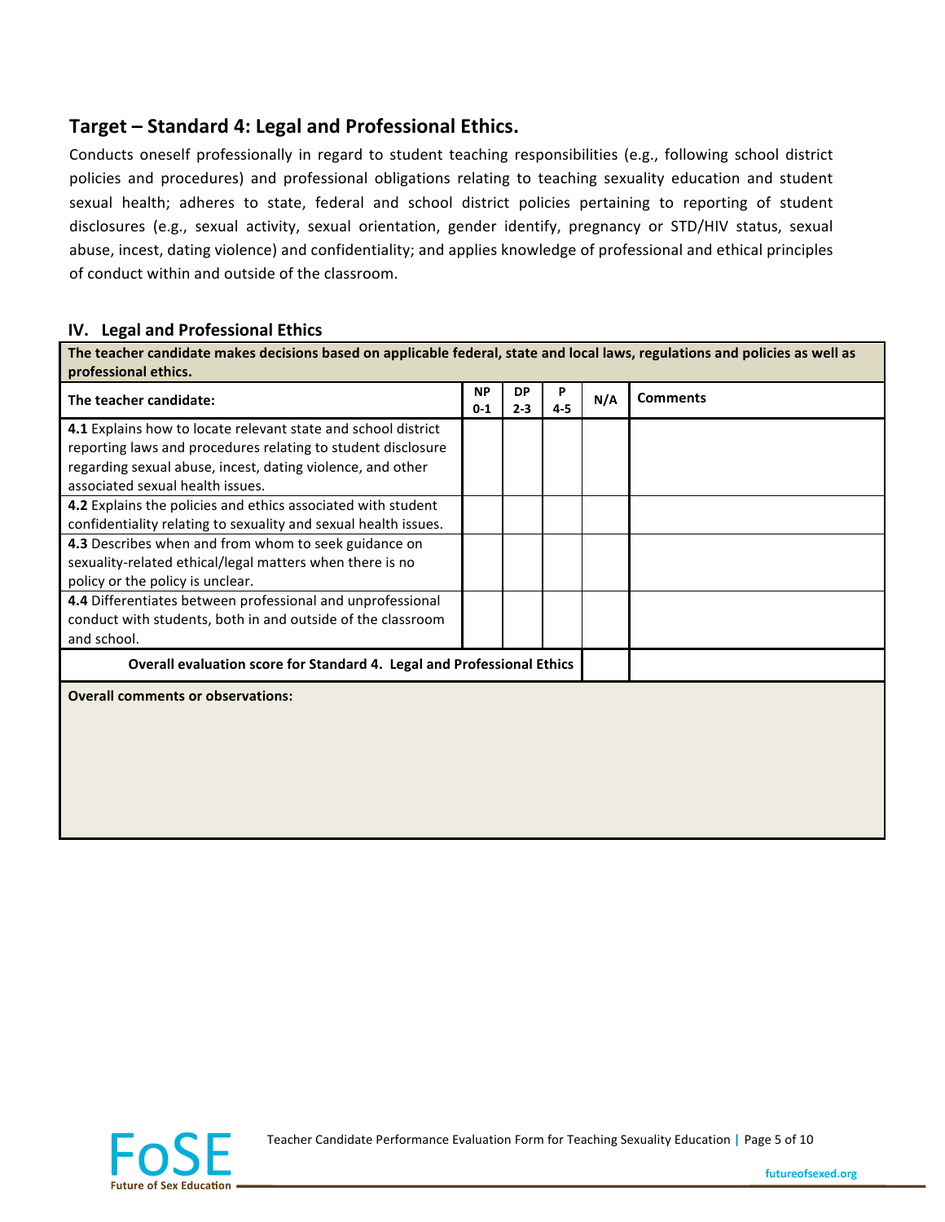## Target – Standard 4: Legal and Professional Ethics.

Conducts oneself professionally in regard to student teaching responsibilities (e.g., following school district policies and procedures) and professional obligations relating to teaching sexuality education and student sexual health; adheres to state, federal and school district policies pertaining to reporting of student disclosures (e.g., sexual activity, sexual orientation, gender identify, pregnancy or STD/HIV status, sexual abuse, incest, dating violence) and confidentiality; and applies knowledge of professional and ethical principles of conduct within and outside of the classroom.

### IV. Legal and Professional Ethics

| **The teacher candidate makes decisions based on applicable federal, state and local laws, regulations and policies as well as professional ethics.** | | | | | |
|---|---|---|---|---|---|
| **The teacher candidate:** | **NP 0-1** | **DP 2-3** | **P 4-5** | **N/A** | **Comments** |
| **4.1** Explains how to locate relevant state and school district reporting laws and procedures relating to student disclosure regarding sexual abuse, incest, dating violence, and other associated sexual health issues. | | | | | |
| **4.2** Explains the policies and ethics associated with student confidentiality relating to sexuality and sexual health issues. | | | | | |
| **4.3** Describes when and from whom to seek guidance on sexuality-related ethical/legal matters when there is no policy or the policy is unclear. | | | | | |
| **4.4** Differentiates between professional and unprofessional conduct with students, both in and outside of the classroom and school. | | | | | |
| **Overall evaluation score for Standard 4. Legal and Professional Ethics** | | | | | |
| **Overall comments or observations:** | | | | | |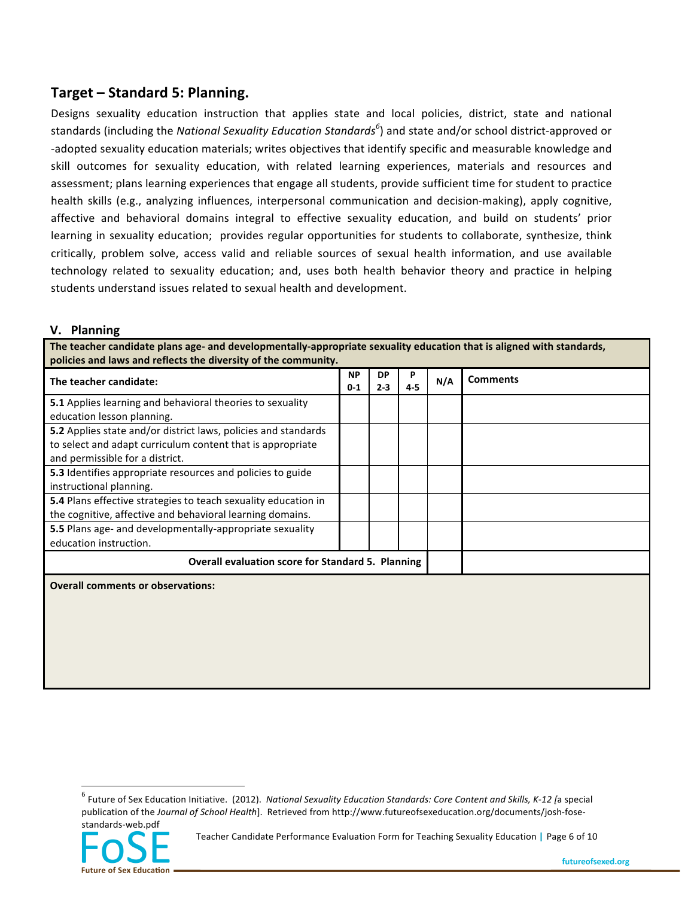## Target – Standard 5: Planning.

Designs sexuality education instruction that applies state and local policies, district, state and national standards (including the *National Sexuality Education Standards*[6]) and state and/or school district-approved or -adopted sexuality education materials; writes objectives that identify specific and measurable knowledge and skill outcomes for sexuality education, with related learning experiences, materials and resources and assessment; plans learning experiences that engage all students, provide sufficient time for student to practice health skills (e.g., analyzing influences, interpersonal communication and decision-making), apply cognitive, affective and behavioral domains integral to effective sexuality education, and build on students' prior learning in sexuality education; provides regular opportunities for students to collaborate, synthesize, think critically, problem solve, access valid and reliable sources of sexual health information, and use available technology related to sexuality education; and, uses both health behavior theory and practice in helping students understand issues related to sexual health and development.

### V. Planning

| **The teacher candidate plans age- and developmentally-appropriate sexuality education that is aligned with standards, policies and laws and reflects the diversity of the community.** | | | | | |
|---|---|---|---|---|---|
| **The teacher candidate:** | **NP 0-1** | **DP 2-3** | **P 4-5** | **N/A** | **Comments** |
| **5.1** Applies learning and behavioral theories to sexuality education lesson planning. | | | | | |
| **5.2** Applies state and/or district laws, policies and standards to select and adapt curriculum content that is appropriate and permissible for a district. | | | | | |
| **5.3** Identifies appropriate resources and policies to guide instructional planning. | | | | | |
| **5.4** Plans effective strategies to teach sexuality education in the cognitive, affective and behavioral learning domains. | | | | | |
| **5.5** Plans age- and developmentally-appropriate sexuality education instruction. | | | | | |
| **Overall evaluation score for Standard 5. Planning** | | | | | |
| **Overall comments or observations:** | | | | | |

[6] Future of Sex Education Initiative. (2012). *National Sexuality Education Standards: Core Content and Skills, K-12 [*a special publication of the *Journal of School Health*]. Retrieved from http://www.futureofsexeducation.org/documents/josh-fose-standards-web.pdf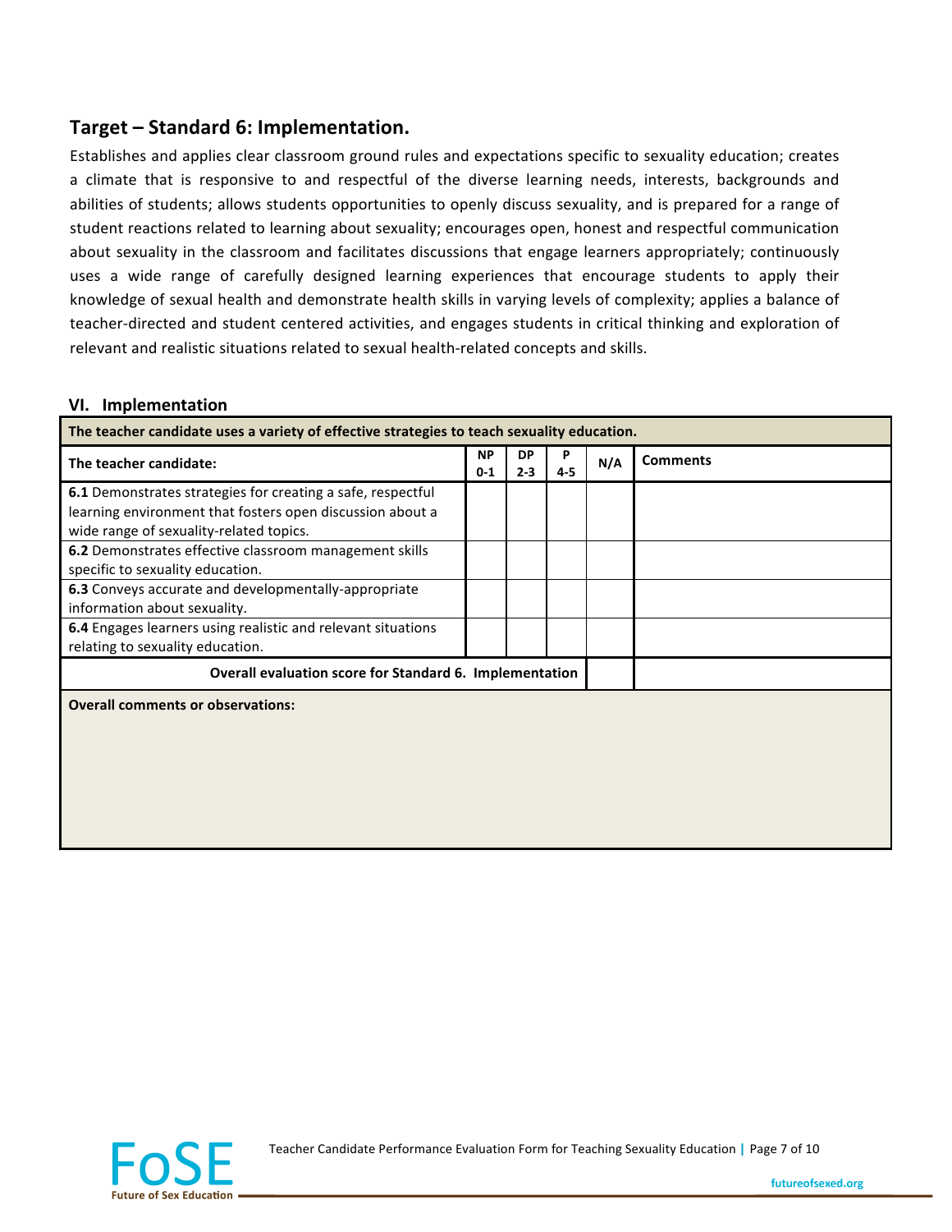## Target – Standard 6: Implementation.

Establishes and applies clear classroom ground rules and expectations specific to sexuality education; creates a climate that is responsive to and respectful of the diverse learning needs, interests, backgrounds and abilities of students; allows students opportunities to openly discuss sexuality, and is prepared for a range of student reactions related to learning about sexuality; encourages open, honest and respectful communication about sexuality in the classroom and facilitates discussions that engage learners appropriately; continuously uses a wide range of carefully designed learning experiences that encourage students to apply their knowledge of sexual health and demonstrate health skills in varying levels of complexity; applies a balance of teacher-directed and student centered activities, and engages students in critical thinking and exploration of relevant and realistic situations related to sexual health-related concepts and skills.

### VI. Implementation

| **The teacher candidate uses a variety of effective strategies to teach sexuality education.** | | | | | |
|---|---|---|---|---|---|
| **The teacher candidate:** | **NP 0-1** | **DP 2-3** | **P 4-5** | **N/A** | **Comments** |
| **6.1** Demonstrates strategies for creating a safe, respectful learning environment that fosters open discussion about a wide range of sexuality-related topics. | | | | | |
| **6.2** Demonstrates effective classroom management skills specific to sexuality education. | | | | | |
| **6.3** Conveys accurate and developmentally-appropriate information about sexuality. | | | | | |
| **6.4** Engages learners using realistic and relevant situations relating to sexuality education. | | | | | |
| **Overall evaluation score for Standard 6. Implementation** | | | | | |

**Overall comments or observations:**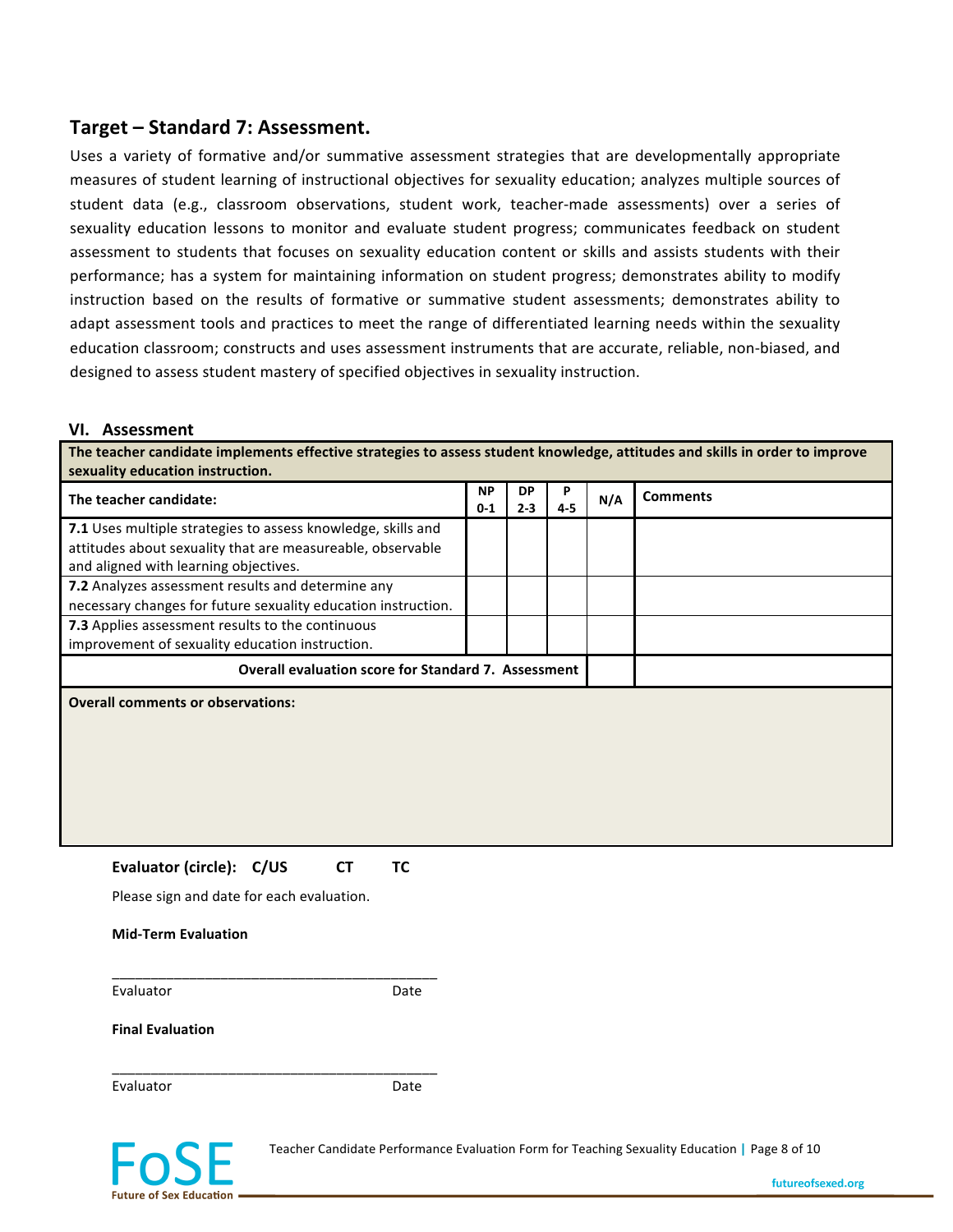## Target – Standard 7: Assessment.

Uses a variety of formative and/or summative assessment strategies that are developmentally appropriate measures of student learning of instructional objectives for sexuality education; analyzes multiple sources of student data (e.g., classroom observations, student work, teacher-made assessments) over a series of sexuality education lessons to monitor and evaluate student progress; communicates feedback on student assessment to students that focuses on sexuality education content or skills and assists students with their performance; has a system for maintaining information on student progress; demonstrates ability to modify instruction based on the results of formative or summative student assessments; demonstrates ability to adapt assessment tools and practices to meet the range of differentiated learning needs within the sexuality education classroom; constructs and uses assessment instruments that are accurate, reliable, non-biased, and designed to assess student mastery of specified objectives in sexuality instruction.

### VI. Assessment

**The teacher candidate implements effective strategies to assess student knowledge, attitudes and skills in order to improve sexuality education instruction.**

| The teacher candidate: | NP 0-1 | DP 2-3 | P 4-5 | N/A | Comments |
|---|---|---|---|---|---|
| **7.1** Uses multiple strategies to assess knowledge, skills and attitudes about sexuality that are measureable, observable and aligned with learning objectives. | | | | | |
| **7.2** Analyzes assessment results and determine any necessary changes for future sexuality education instruction. | | | | | |
| **7.3** Applies assessment results to the continuous improvement of sexuality education instruction. | | | | | |
| **Overall evaluation score for Standard 7. Assessment** | | | | | |

**Overall comments or observations:**

**Evaluator (circle):** **C/US** **CT** **TC**

Please sign and date for each evaluation.

**Mid-Term Evaluation**

\_\_\_\_\_\_\_\_\_\_\_\_\_\_\_\_\_\_\_\_\_\_\_\_\_\_\_\_\_\_\_\_\_\_\_\_\_\_\_\_\_\_

Evaluator Date

**Final Evaluation**

\_\_\_\_\_\_\_\_\_\_\_\_\_\_\_\_\_\_\_\_\_\_\_\_\_\_\_\_\_\_\_\_\_\_\_\_\_\_\_\_\_\_

Evaluator Date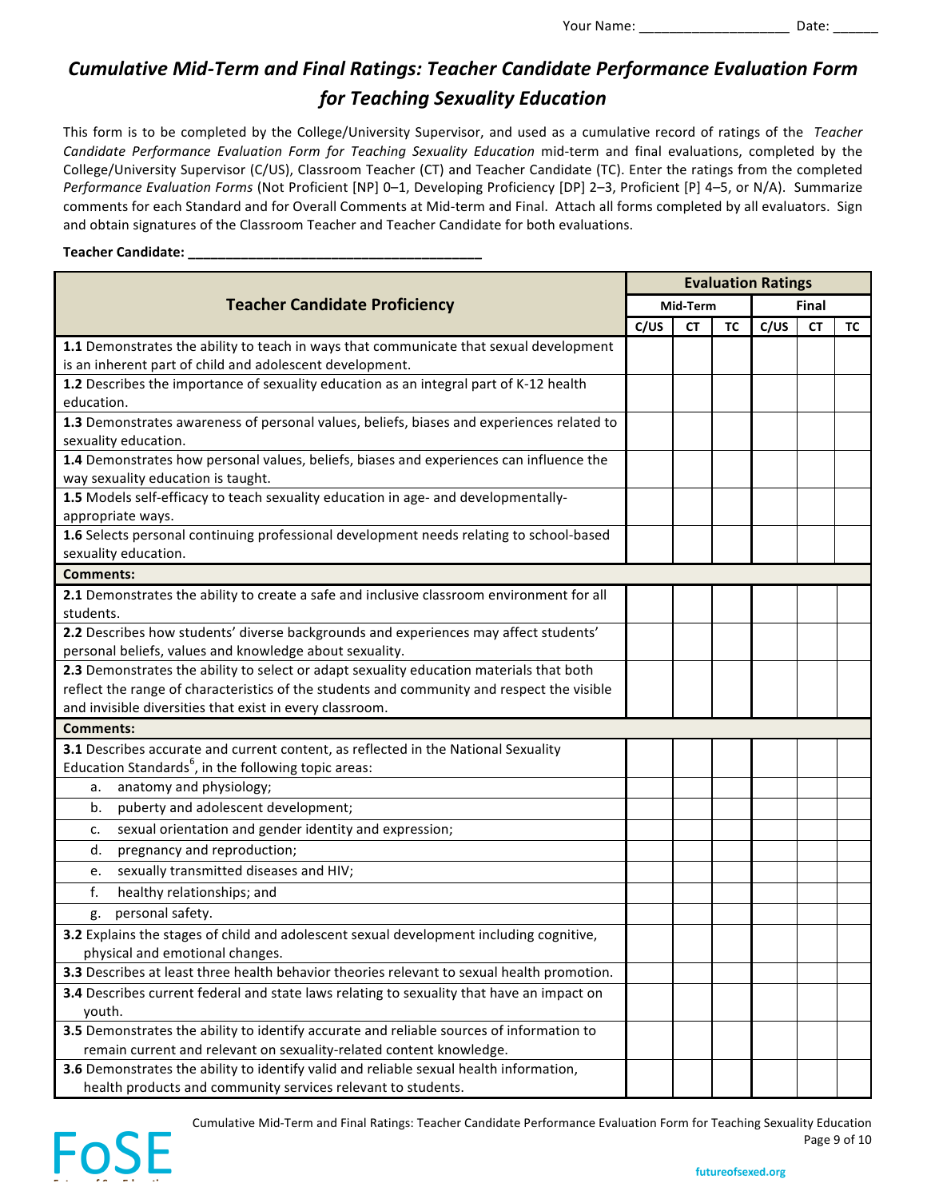Your Name: ___________________ Date: ______

# *Cumulative Mid-Term and Final Ratings: Teacher Candidate Performance Evaluation Form for Teaching Sexuality Education*

This form is to be completed by the College/University Supervisor, and used as a cumulative record of ratings of the *Teacher Candidate Performance Evaluation Form for Teaching Sexuality Education* mid-term and final evaluations, completed by the College/University Supervisor (C/US), Classroom Teacher (CT) and Teacher Candidate (TC). Enter the ratings from the completed *Performance Evaluation Forms* (Not Proficient [NP] 0–1, Developing Proficiency [DP] 2–3, Proficient [P] 4–5, or N/A). Summarize comments for each Standard and for Overall Comments at Mid-term and Final. Attach all forms completed by all evaluators. Sign and obtain signatures of the Classroom Teacher and Teacher Candidate for both evaluations.

**Teacher Candidate: _______________________________________**

| Teacher Candidate Proficiency | Evaluation Ratings | | | | | |
|---|---|---|---|---|---|---|
| | Mid-Term | | | Final | | |
| | C/US | CT | TC | C/US | CT | TC |
| **1.1** Demonstrates the ability to teach in ways that communicate that sexual development is an inherent part of child and adolescent development. | | | | | | |
| **1.2** Describes the importance of sexuality education as an integral part of K-12 health education. | | | | | | |
| **1.3** Demonstrates awareness of personal values, beliefs, biases and experiences related to sexuality education. | | | | | | |
| **1.4** Demonstrates how personal values, beliefs, biases and experiences can influence the way sexuality education is taught. | | | | | | |
| **1.5** Models self-efficacy to teach sexuality education in age- and developmentally-appropriate ways. | | | | | | |
| **1.6** Selects personal continuing professional development needs relating to school-based sexuality education. | | | | | | |
| **Comments:** | | | | | | |
| **2.1** Demonstrates the ability to create a safe and inclusive classroom environment for all students. | | | | | | |
| **2.2** Describes how students' diverse backgrounds and experiences may affect students' personal beliefs, values and knowledge about sexuality. | | | | | | |
| **2.3** Demonstrates the ability to select or adapt sexuality education materials that both reflect the range of characteristics of the students and community and respect the visible and invisible diversities that exist in every classroom. | | | | | | |
| **Comments:** | | | | | | |
| **3.1** Describes accurate and current content, as reflected in the National Sexuality Education Standards[6], in the following topic areas: | | | | | | |
| a. anatomy and physiology; | | | | | | |
| b. puberty and adolescent development; | | | | | | |
| c. sexual orientation and gender identity and expression; | | | | | | |
| d. pregnancy and reproduction; | | | | | | |
| e. sexually transmitted diseases and HIV; | | | | | | |
| f. healthy relationships; and | | | | | | |
| g. personal safety. | | | | | | |
| **3.2** Explains the stages of child and adolescent sexual development including cognitive, physical and emotional changes. | | | | | | |
| **3.3** Describes at least three health behavior theories relevant to sexual health promotion. | | | | | | |
| **3.4** Describes current federal and state laws relating to sexuality that have an impact on youth. | | | | | | |
| **3.5** Demonstrates the ability to identify accurate and reliable sources of information to remain current and relevant on sexuality-related content knowledge. | | | | | | |
| **3.6** Demonstrates the ability to identify valid and reliable sexual health information, health products and community services relevant to students. | | | | | | |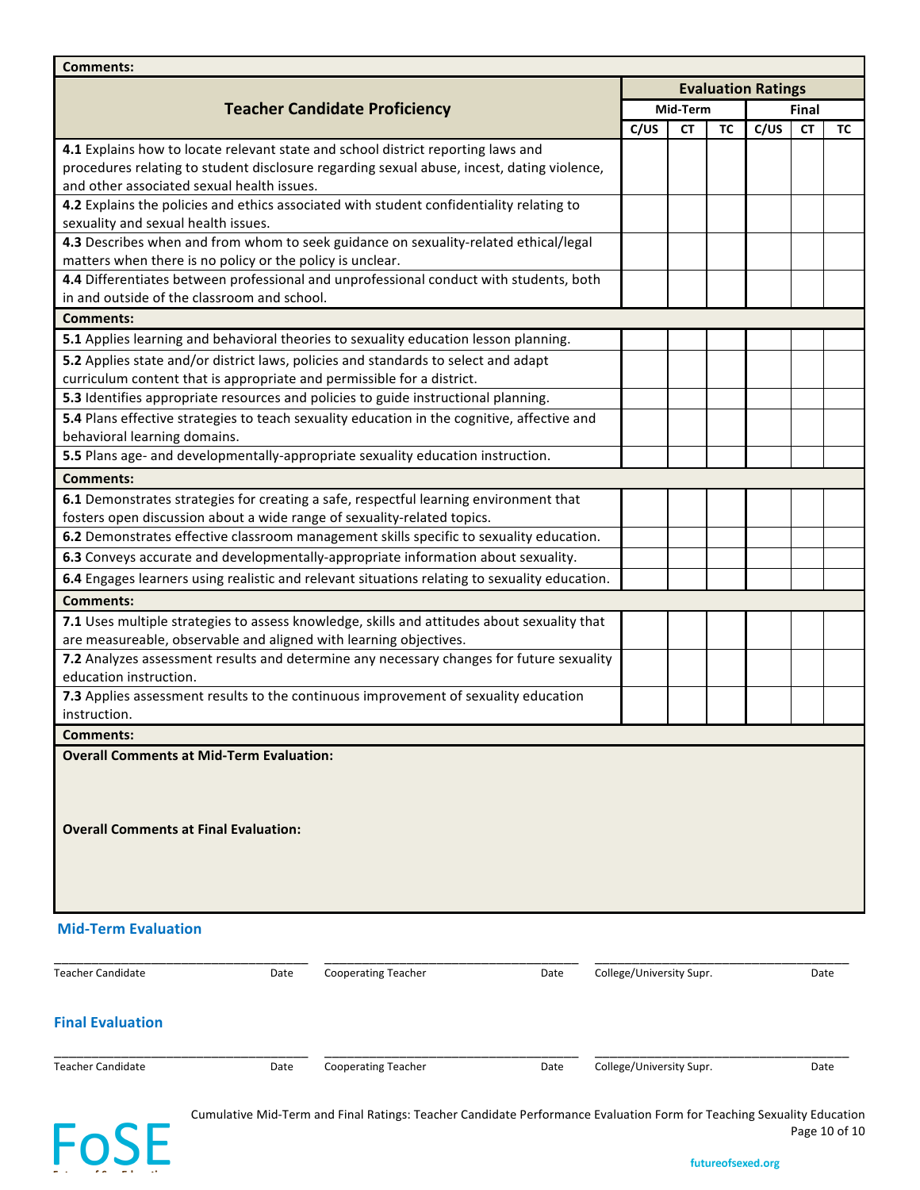**Comments:**

| Teacher Candidate Proficiency | Evaluation Ratings | | | | | |
|---|---|---|---|---|---|---|
| | Mid-Term | | | Final | | |
| | C/US | CT | TC | C/US | CT | TC |
| **4.1** Explains how to locate relevant state and school district reporting laws and procedures relating to student disclosure regarding sexual abuse, incest, dating violence, and other associated sexual health issues. | | | | | | |
| **4.2** Explains the policies and ethics associated with student confidentiality relating to sexuality and sexual health issues. | | | | | | |
| **4.3** Describes when and from whom to seek guidance on sexuality-related ethical/legal matters when there is no policy or the policy is unclear. | | | | | | |
| **4.4** Differentiates between professional and unprofessional conduct with students, both in and outside of the classroom and school. | | | | | | |
| **Comments:** | | | | | | |
| **5.1** Applies learning and behavioral theories to sexuality education lesson planning. | | | | | | |
| **5.2** Applies state and/or district laws, policies and standards to select and adapt curriculum content that is appropriate and permissible for a district. | | | | | | |
| **5.3** Identifies appropriate resources and policies to guide instructional planning. | | | | | | |
| **5.4** Plans effective strategies to teach sexuality education in the cognitive, affective and behavioral learning domains. | | | | | | |
| **5.5** Plans age- and developmentally-appropriate sexuality education instruction. | | | | | | |
| **Comments:** | | | | | | |
| **6.1** Demonstrates strategies for creating a safe, respectful learning environment that fosters open discussion about a wide range of sexuality-related topics. | | | | | | |
| **6.2** Demonstrates effective classroom management skills specific to sexuality education. | | | | | | |
| **6.3** Conveys accurate and developmentally-appropriate information about sexuality. | | | | | | |
| **6.4** Engages learners using realistic and relevant situations relating to sexuality education. | | | | | | |
| **Comments:** | | | | | | |
| **7.1** Uses multiple strategies to assess knowledge, skills and attitudes about sexuality that are measureable, observable and aligned with learning objectives. | | | | | | |
| **7.2** Analyzes assessment results and determine any necessary changes for future sexuality education instruction. | | | | | | |
| **7.3** Applies assessment results to the continuous improvement of sexuality education instruction. | | | | | | |
| **Comments:** | | | | | | |

**Overall Comments at Mid-Term Evaluation:**

**Overall Comments at Final Evaluation:**

## Mid-Term Evaluation

| ____________________ | | ____________________ | | ____________________ | |
|---|---|---|---|---|---|
| Teacher Candidate | Date | Cooperating Teacher | Date | College/University Supr. | Date |

## Final Evaluation

| ____________________ | | ____________________ | | ____________________ | |
|---|---|---|---|---|---|
| Teacher Candidate | Date | Cooperating Teacher | Date | College/University Supr. | Date |

Cumulative Mid-Term and Final Ratings: Teacher Candidate Performance Evaluation Form for Teaching Sexuality Education

FoSE

futureofsexed.org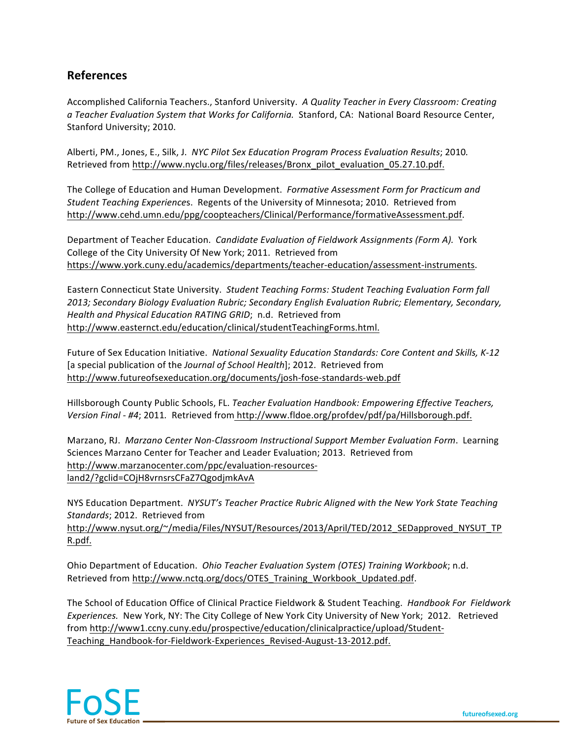## References

Accomplished California Teachers., Stanford University. *A Quality Teacher in Every Classroom: Creating a Teacher Evaluation System that Works for California.* Stanford, CA: National Board Resource Center, Stanford University; 2010.

Alberti, PM., Jones, E., Silk, J. *NYC Pilot Sex Education Program Process Evaluation Results*; 2010. Retrieved from http://www.nyclu.org/files/releases/Bronx_pilot_evaluation_05.27.10.pdf.

The College of Education and Human Development. *Formative Assessment Form for Practicum and Student Teaching Experiences*. Regents of the University of Minnesota; 2010. Retrieved from http://www.cehd.umn.edu/ppg/coopteachers/Clinical/Performance/formativeAssessment.pdf.

Department of Teacher Education. *Candidate Evaluation of Fieldwork Assignments (Form A).* York College of the City University Of New York; 2011. Retrieved from https://www.york.cuny.edu/academics/departments/teacher-education/assessment-instruments.

Eastern Connecticut State University. *Student Teaching Forms: Student Teaching Evaluation Form fall 2013; Secondary Biology Evaluation Rubric; Secondary English Evaluation Rubric; Elementary, Secondary, Health and Physical Education RATING GRID*; n.d. Retrieved from http://www.easternct.edu/education/clinical/studentTeachingForms.html.

Future of Sex Education Initiative. *National Sexuality Education Standards: Core Content and Skills, K-12* [a special publication of the *Journal of School Health*]; 2012. Retrieved from http://www.futureofsexeducation.org/documents/josh-fose-standards-web.pdf

Hillsborough County Public Schools, FL. *Teacher Evaluation Handbook: Empowering Effective Teachers, Version Final - #4*; 2011. Retrieved from http://www.fldoe.org/profdev/pdf/pa/Hillsborough.pdf.

Marzano, RJ. *Marzano Center Non-Classroom Instructional Support Member Evaluation Form*. Learning Sciences Marzano Center for Teacher and Leader Evaluation; 2013. Retrieved from http://www.marzanocenter.com/ppc/evaluation-resources-land2/?gclid=COjH8vrnsrsCFaZ7QgodjmkAvA

NYS Education Department. *NYSUT's Teacher Practice Rubric Aligned with the New York State Teaching Standards*; 2012. Retrieved from http://www.nysut.org/~/media/Files/NYSUT/Resources/2013/April/TED/2012_SEDapproved_NYSUT_TPR.pdf.

Ohio Department of Education. *Ohio Teacher Evaluation System (OTES) Training Workbook*; n.d. Retrieved from http://www.nctq.org/docs/OTES_Training_Workbook_Updated.pdf.

The School of Education Office of Clinical Practice Fieldwork & Student Teaching. *Handbook For Fieldwork Experiences.* New York, NY: The City College of New York City University of New York; 2012. Retrieved from http://www1.ccny.cuny.edu/prospective/education/clinicalpractice/upload/Student-Teaching_Handbook-for-Fieldwork-Experiences_Revised-August-13-2012.pdf.